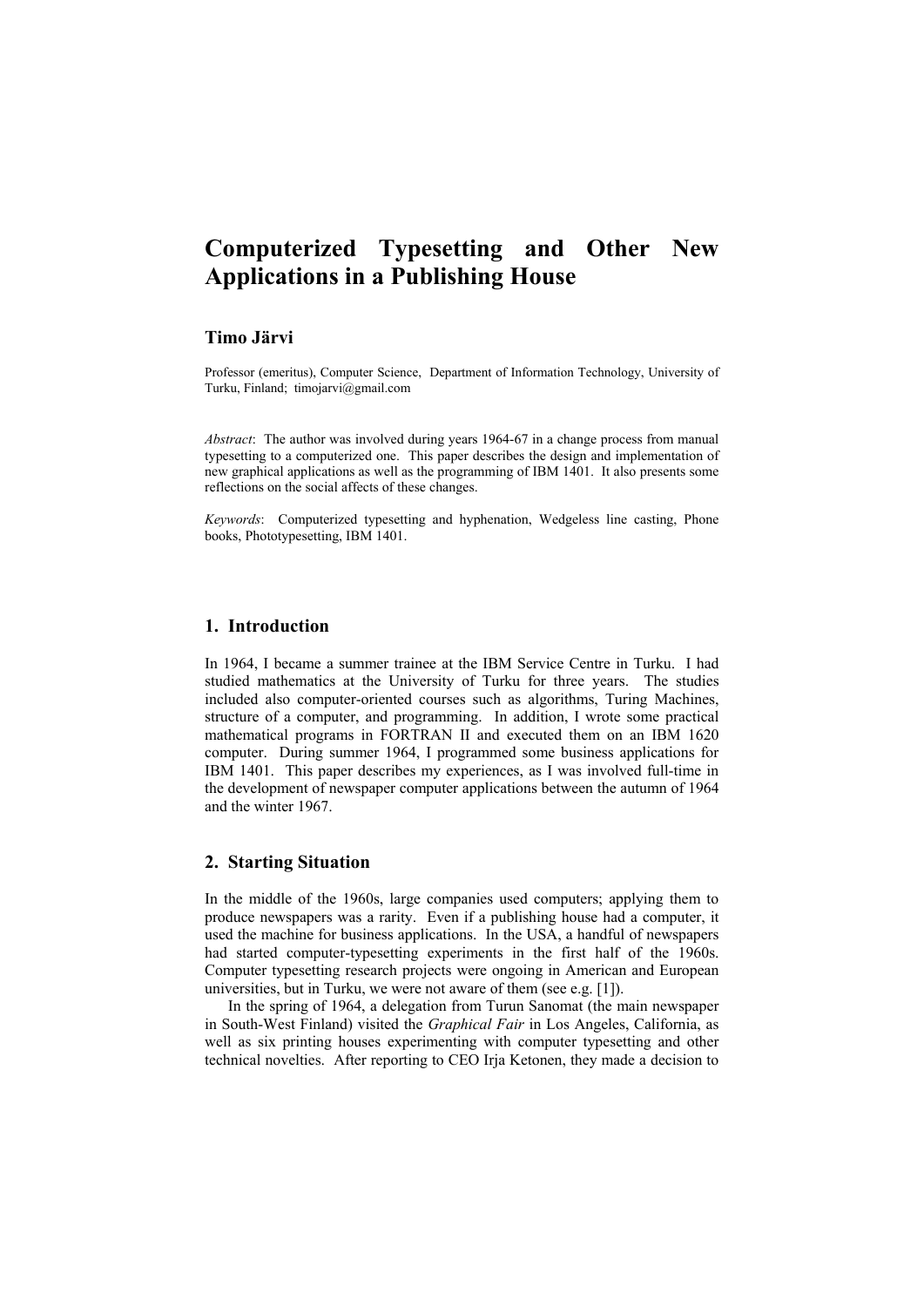# Computerized Typesetting and Other New Applications in a Publishing House

**Timo Järvi**

Professor (emeritus), Computer Science, Department of Information Technology, University of Turku, Finland; timojarvi@gmail.com

*Abstract*: The author was involved during years 1964-67 in a change process from manual typesetting to a computerized one. This paper describes the design and implementation of new graphical applications as well as the programming of IBM 1401. It also presents some reflections on the social affects of these changes.

*Keywords*: Computerized typesetting and hyphenation, Wedgeless line casting, Phone books, Phototypesetting, IBM 1401.

## 1. Introduction

In 1964, I became a summer trainee at the IBM Service Centre in Turku. I had studied mathematics at the University of Turku for three years. The studies included also computer-oriented courses such as algorithms, Turing Machines, structure of a computer, and programming. In addition, I wrote some practical mathematical programs in FORTRAN II and executed them on an IBM 1620 computer. During summer 1964, I programmed some business applications for IBM 1401. This paper describes my experiences, as I was involved full-time in the development of newspaper computer applications between the autumn of 1964 and the winter 1967.

## 2. Starting Situation

In the middle of the 1960s, large companies used computers; applying them to produce newspapers was a rarity. Even if a publishing house had a computer, it used the machine for business applications. In the USA, a handful of newspapers had started computer-typesetting experiments in the first half of the 1960s. Computer typesetting research projects were ongoing in American and European universities, but in Turku, we were not aware of them (see e.g. [1]).

In the spring of 1964, a delegation from Turun Sanomat (the main newspaper in South-West Finland) visited the *Graphical Fair* in Los Angeles, California, as well as six printing houses experimenting with computer typesetting and other technical novelties. After reporting to CEO Irja Ketonen, they made a decision to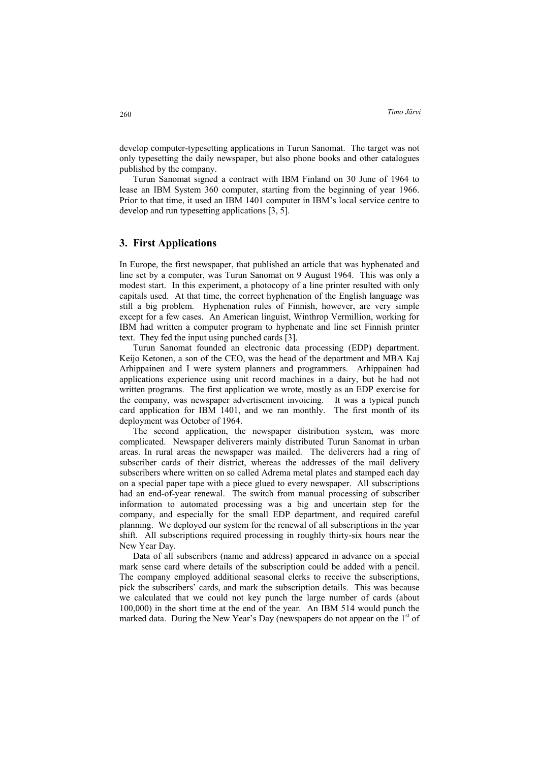develop computer-typesetting applications in Turun Sanomat. The target was not only typesetting the daily newspaper, but also phone books and other catalogues published by the company.

Turun Sanomat signed a contract with IBM Finland on 30 June of 1964 to lease an IBM System 360 computer, starting from the beginning of year 1966. Prior to that time, it used an IBM 1401 computer in IBM's local service centre to develop and run typesetting applications [3, 5].

## 3. First Applications

In Europe, the first newspaper, that published an article that was hyphenated and line set by a computer, was Turun Sanomat on 9 August 1964. This was only a modest start. In this experiment, a photocopy of a line printer resulted with only capitals used. At that time, the correct hyphenation of the English language was still a big problem. Hyphenation rules of Finnish, however, are very simple except for a few cases. An American linguist, Winthrop Vermillion, working for IBM had written a computer program to hyphenate and line set Finnish printer text. They fed the input using punched cards [3].

Turun Sanomat founded an electronic data processing (EDP) department. Keijo Ketonen, a son of the CEO, was the head of the department and MBA Kaj Arhippainen and I were system planners and programmers. Arhippainen had applications experience using unit record machines in a dairy, but he had not written programs. The first application we wrote, mostly as an EDP exercise for the company, was newspaper advertisement invoicing. It was a typical punch card application for IBM 1401, and we ran monthly. The first month of its deployment was October of 1964.

The second application, the newspaper distribution system, was more complicated. Newspaper deliverers mainly distributed Turun Sanomat in urban areas. In rural areas the newspaper was mailed. The deliverers had a ring of subscriber cards of their district, whereas the addresses of the mail delivery subscribers where written on so called Adrema metal plates and stamped each day on a special paper tape with a piece glued to every newspaper. All subscriptions had an end-of-year renewal. The switch from manual processing of subscriber information to automated processing was a big and uncertain step for the company, and especially for the small EDP department, and required careful planning. We deployed our system for the renewal of all subscriptions in the year shift. All subscriptions required processing in roughly thirty-six hours near the New Year Day.

Data of all subscribers (name and address) appeared in advance on a special mark sense card where details of the subscription could be added with a pencil. The company employed additional seasonal clerks to receive the subscriptions, pick the subscribers' cards, and mark the subscription details. This was because we calculated that we could not key punch the large number of cards (about 100,000) in the short time at the end of the year. An IBM 514 would punch the marked data. During the New Year's Day (newspapers do not appear on the 1st of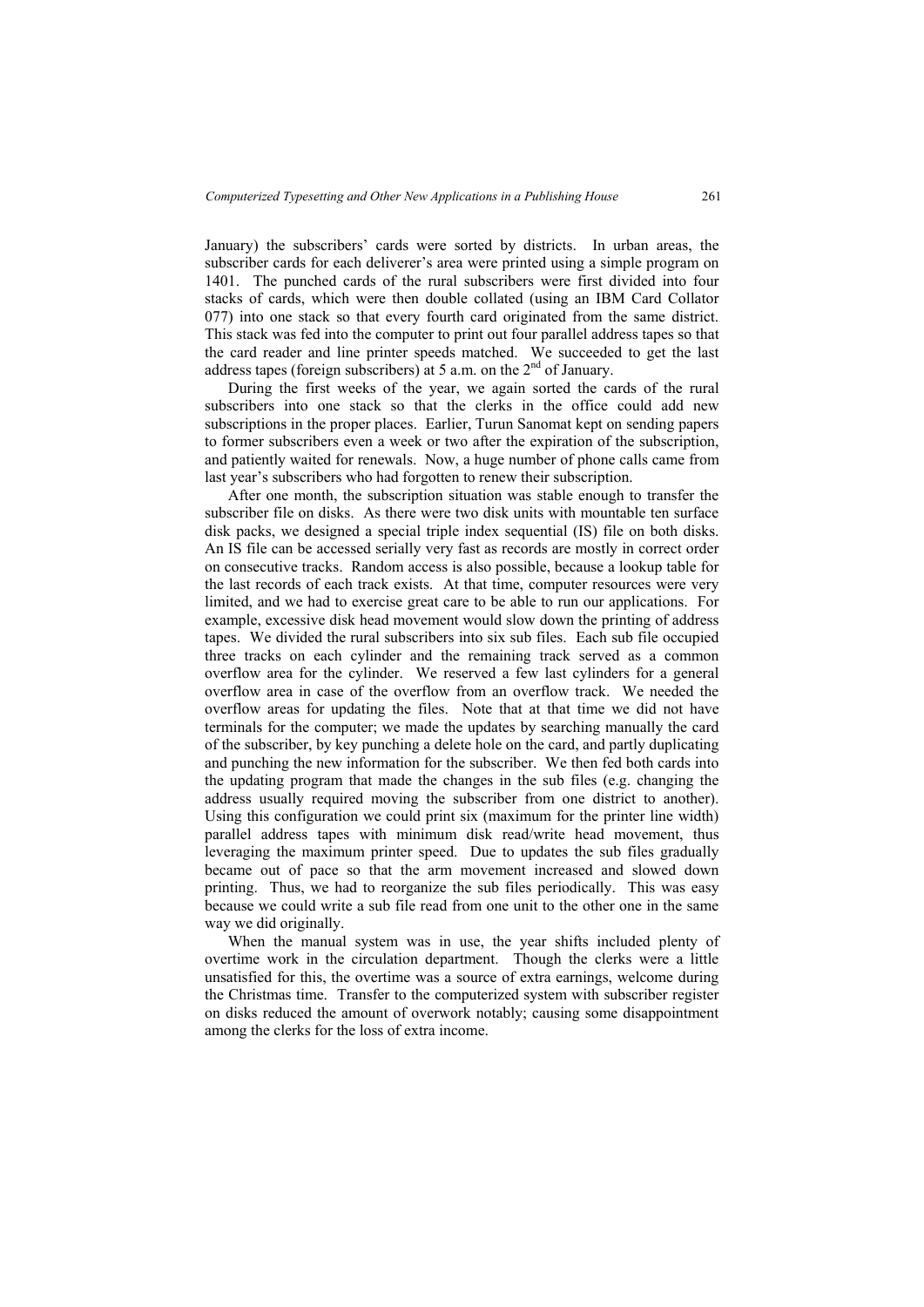January) the subscribers' cards were sorted by districts. In urban areas, the subscriber cards for each deliverer's area were printed using a simple program on 1401. The punched cards of the rural subscribers were first divided into four stacks of cards, which were then double collated (using an IBM Card Collator 077) into one stack so that every fourth card originated from the same district. This stack was fed into the computer to print out four parallel address tapes so that the card reader and line printer speeds matched. We succeeded to get the last address tapes (foreign subscribers) at 5 a.m. on the 2nd of January.

During the first weeks of the year, we again sorted the cards of the rural subscribers into one stack so that the clerks in the office could add new subscriptions in the proper places. Earlier, Turun Sanomat kept on sending papers to former subscribers even a week or two after the expiration of the subscription, and patiently waited for renewals. Now, a huge number of phone calls came from last year's subscribers who had forgotten to renew their subscription.

After one month, the subscription situation was stable enough to transfer the subscriber file on disks. As there were two disk units with mountable ten surface disk packs, we designed a special triple index sequential (IS) file on both disks. An IS file can be accessed serially very fast as records are mostly in correct order on consecutive tracks. Random access is also possible, because a lookup table for the last records of each track exists. At that time, computer resources were very limited, and we had to exercise great care to be able to run our applications. For example, excessive disk head movement would slow down the printing of address tapes. We divided the rural subscribers into six sub files. Each sub file occupied three tracks on each cylinder and the remaining track served as a common overflow area for the cylinder. We reserved a few last cylinders for a general overflow area in case of the overflow from an overflow track. We needed the overflow areas for updating the files. Note that at that time we did not have terminals for the computer; we made the updates by searching manually the card of the subscriber, by key punching a delete hole on the card, and partly duplicating and punching the new information for the subscriber. We then fed both cards into the updating program that made the changes in the sub files (e.g. changing the address usually required moving the subscriber from one district to another). Using this configuration we could print six (maximum for the printer line width) parallel address tapes with minimum disk read/write head movement, thus leveraging the maximum printer speed. Due to updates the sub files gradually became out of pace so that the arm movement increased and slowed down printing. Thus, we had to reorganize the sub files periodically. This was easy because we could write a sub file read from one unit to the other one in the same way we did originally.

When the manual system was in use, the year shifts included plenty of overtime work in the circulation department. Though the clerks were a little unsatisfied for this, the overtime was a source of extra earnings, welcome during the Christmas time. Transfer to the computerized system with subscriber register on disks reduced the amount of overwork notably; causing some disappointment among the clerks for the loss of extra income.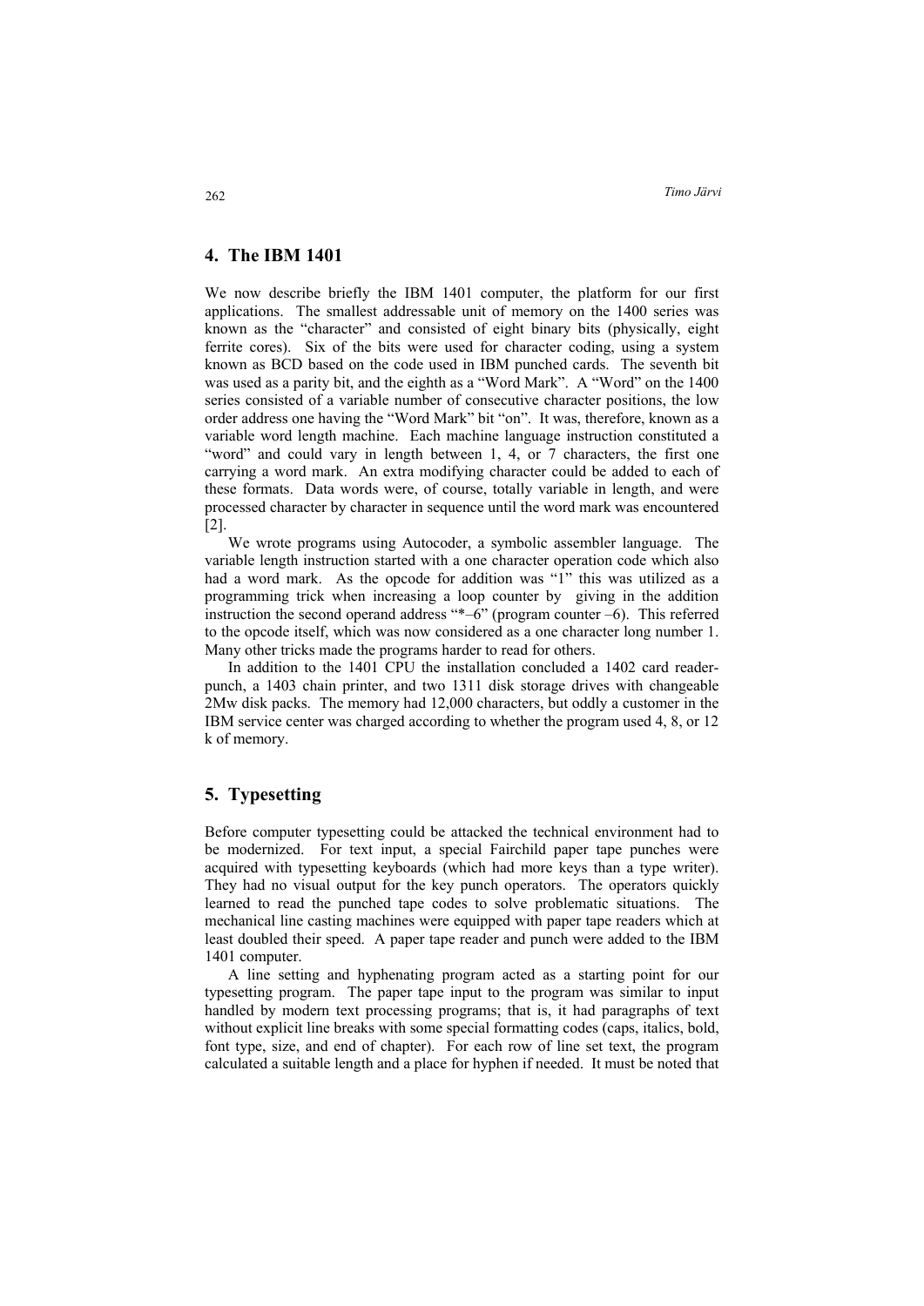## 4. The IBM 1401

We now describe briefly the IBM 1401 computer, the platform for our first applications. The smallest addressable unit of memory on the 1400 series was known as the "character" and consisted of eight binary bits (physically, eight ferrite cores). Six of the bits were used for character coding, using a system known as BCD based on the code used in IBM punched cards. The seventh bit was used as a parity bit, and the eighth as a "Word Mark". A "Word" on the 1400 series consisted of a variable number of consecutive character positions, the low order address one having the "Word Mark" bit "on". It was, therefore, known as a variable word length machine. Each machine language instruction constituted a "word" and could vary in length between 1, 4, or 7 characters, the first one carrying a word mark. An extra modifying character could be added to each of these formats. Data words were, of course, totally variable in length, and were processed character by character in sequence until the word mark was encountered [2].

We wrote programs using Autocoder, a symbolic assembler language. The variable length instruction started with a one character operation code which also had a word mark. As the opcode for addition was "1" this was utilized as a programming trick when increasing a loop counter by giving in the addition instruction the second operand address "*–6" (program counter –6). This referred to the opcode itself, which was now considered as a one character long number 1. Many other tricks made the programs harder to read for others.

In addition to the 1401 CPU the installation concluded a 1402 card reader-punch, a 1403 chain printer, and two 1311 disk storage drives with changeable 2Mw disk packs. The memory had 12,000 characters, but oddly a customer in the IBM service center was charged according to whether the program used 4, 8, or 12 k of memory.

## 5. Typesetting

Before computer typesetting could be attacked the technical environment had to be modernized. For text input, a special Fairchild paper tape punches were acquired with typesetting keyboards (which had more keys than a type writer). They had no visual output for the key punch operators. The operators quickly learned to read the punched tape codes to solve problematic situations. The mechanical line casting machines were equipped with paper tape readers which at least doubled their speed. A paper tape reader and punch were added to the IBM 1401 computer.

A line setting and hyphenating program acted as a starting point for our typesetting program. The paper tape input to the program was similar to input handled by modern text processing programs; that is, it had paragraphs of text without explicit line breaks with some special formatting codes (caps, italics, bold, font type, size, and end of chapter). For each row of line set text, the program calculated a suitable length and a place for hyphen if needed. It must be noted that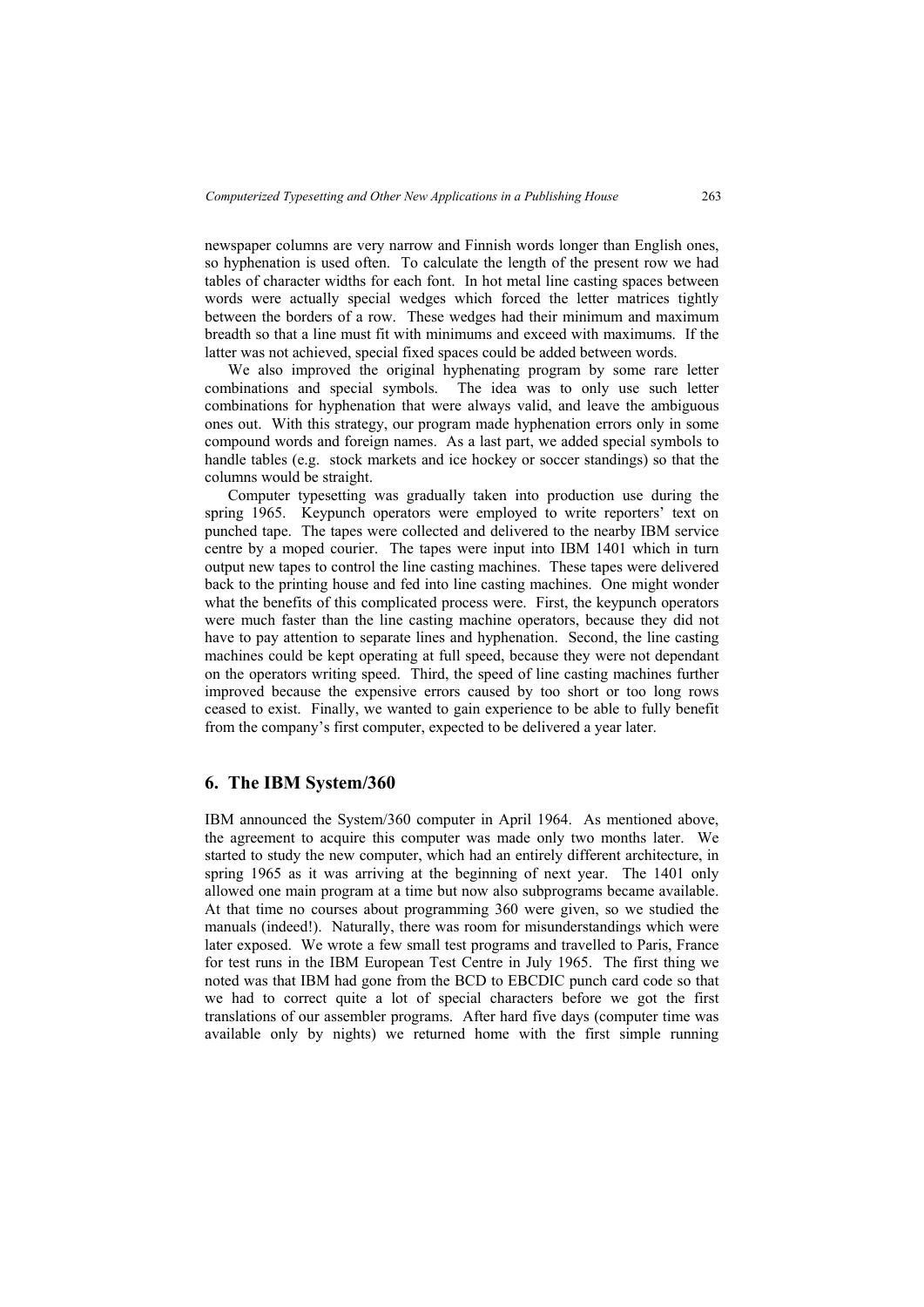newspaper columns are very narrow and Finnish words longer than English ones, so hyphenation is used often. To calculate the length of the present row we had tables of character widths for each font. In hot metal line casting spaces between words were actually special wedges which forced the letter matrices tightly between the borders of a row. These wedges had their minimum and maximum breadth so that a line must fit with minimums and exceed with maximums. If the latter was not achieved, special fixed spaces could be added between words.

We also improved the original hyphenating program by some rare letter combinations and special symbols. The idea was to only use such letter combinations for hyphenation that were always valid, and leave the ambiguous ones out. With this strategy, our program made hyphenation errors only in some compound words and foreign names. As a last part, we added special symbols to handle tables (e.g. stock markets and ice hockey or soccer standings) so that the columns would be straight.

Computer typesetting was gradually taken into production use during the spring 1965. Keypunch operators were employed to write reporters' text on punched tape. The tapes were collected and delivered to the nearby IBM service centre by a moped courier. The tapes were input into IBM 1401 which in turn output new tapes to control the line casting machines. These tapes were delivered back to the printing house and fed into line casting machines. One might wonder what the benefits of this complicated process were. First, the keypunch operators were much faster than the line casting machine operators, because they did not have to pay attention to separate lines and hyphenation. Second, the line casting machines could be kept operating at full speed, because they were not dependant on the operators writing speed. Third, the speed of line casting machines further improved because the expensive errors caused by too short or too long rows ceased to exist. Finally, we wanted to gain experience to be able to fully benefit from the company's first computer, expected to be delivered a year later.

## 6. The IBM System/360

IBM announced the System/360 computer in April 1964. As mentioned above, the agreement to acquire this computer was made only two months later. We started to study the new computer, which had an entirely different architecture, in spring 1965 as it was arriving at the beginning of next year. The 1401 only allowed one main program at a time but now also subprograms became available. At that time no courses about programming 360 were given, so we studied the manuals (indeed!). Naturally, there was room for misunderstandings which were later exposed. We wrote a few small test programs and travelled to Paris, France for test runs in the IBM European Test Centre in July 1965. The first thing we noted was that IBM had gone from the BCD to EBCDIC punch card code so that we had to correct quite a lot of special characters before we got the first translations of our assembler programs. After hard five days (computer time was available only by nights) we returned home with the first simple running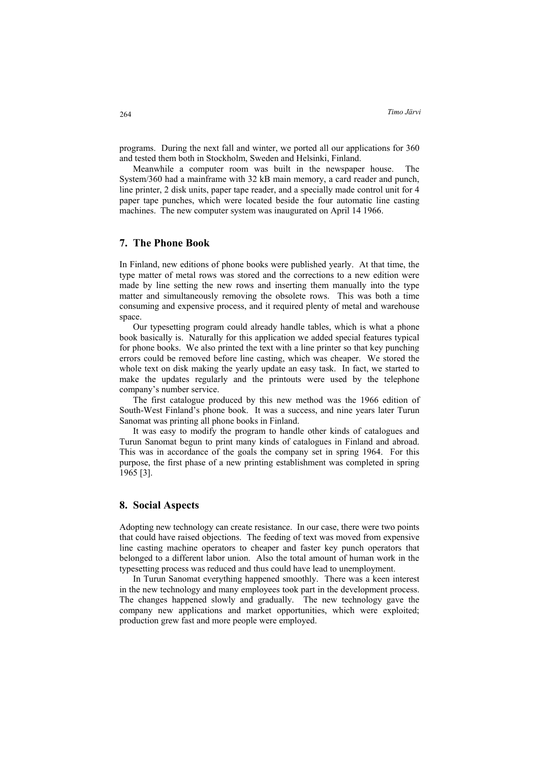programs. During the next fall and winter, we ported all our applications for 360 and tested them both in Stockholm, Sweden and Helsinki, Finland.

Meanwhile a computer room was built in the newspaper house. The System/360 had a mainframe with 32 kB main memory, a card reader and punch, line printer, 2 disk units, paper tape reader, and a specially made control unit for 4 paper tape punches, which were located beside the four automatic line casting machines. The new computer system was inaugurated on April 14 1966.

## 7. The Phone Book

In Finland, new editions of phone books were published yearly. At that time, the type matter of metal rows was stored and the corrections to a new edition were made by line setting the new rows and inserting them manually into the type matter and simultaneously removing the obsolete rows. This was both a time consuming and expensive process, and it required plenty of metal and warehouse space.

Our typesetting program could already handle tables, which is what a phone book basically is. Naturally for this application we added special features typical for phone books. We also printed the text with a line printer so that key punching errors could be removed before line casting, which was cheaper. We stored the whole text on disk making the yearly update an easy task. In fact, we started to make the updates regularly and the printouts were used by the telephone company's number service.

The first catalogue produced by this new method was the 1966 edition of South-West Finland's phone book. It was a success, and nine years later Turun Sanomat was printing all phone books in Finland.

It was easy to modify the program to handle other kinds of catalogues and Turun Sanomat begun to print many kinds of catalogues in Finland and abroad. This was in accordance of the goals the company set in spring 1964. For this purpose, the first phase of a new printing establishment was completed in spring 1965 [3].

## 8. Social Aspects

Adopting new technology can create resistance. In our case, there were two points that could have raised objections. The feeding of text was moved from expensive line casting machine operators to cheaper and faster key punch operators that belonged to a different labor union. Also the total amount of human work in the typesetting process was reduced and thus could have lead to unemployment.

In Turun Sanomat everything happened smoothly. There was a keen interest in the new technology and many employees took part in the development process. The changes happened slowly and gradually. The new technology gave the company new applications and market opportunities, which were exploited; production grew fast and more people were employed.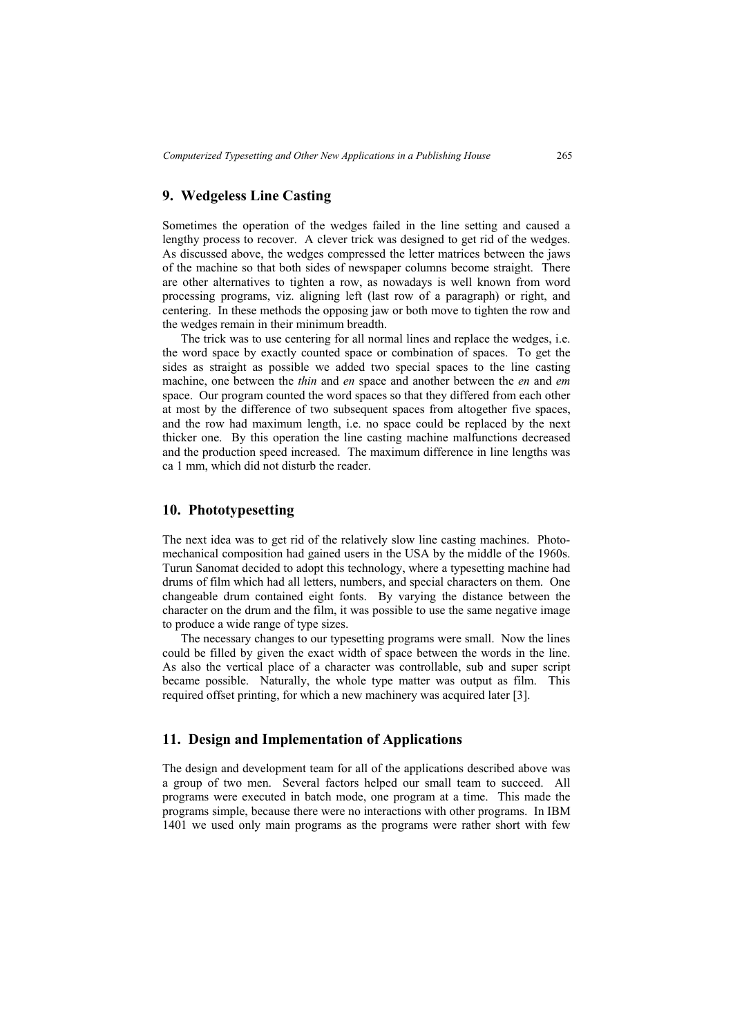## 9. Wedgeless Line Casting

Sometimes the operation of the wedges failed in the line setting and caused a lengthy process to recover. A clever trick was designed to get rid of the wedges. As discussed above, the wedges compressed the letter matrices between the jaws of the machine so that both sides of newspaper columns become straight. There are other alternatives to tighten a row, as nowadays is well known from word processing programs, viz. aligning left (last row of a paragraph) or right, and centering. In these methods the opposing jaw or both move to tighten the row and the wedges remain in their minimum breadth.

The trick was to use centering for all normal lines and replace the wedges, i.e. the word space by exactly counted space or combination of spaces. To get the sides as straight as possible we added two special spaces to the line casting machine, one between the *thin* and *en* space and another between the *en* and *em* space. Our program counted the word spaces so that they differed from each other at most by the difference of two subsequent spaces from altogether five spaces, and the row had maximum length, i.e. no space could be replaced by the next thicker one. By this operation the line casting machine malfunctions decreased and the production speed increased. The maximum difference in line lengths was ca 1 mm, which did not disturb the reader.

## 10. Phototypesetting

The next idea was to get rid of the relatively slow line casting machines. Photomechanical composition had gained users in the USA by the middle of the 1960s. Turun Sanomat decided to adopt this technology, where a typesetting machine had drums of film which had all letters, numbers, and special characters on them. One changeable drum contained eight fonts. By varying the distance between the character on the drum and the film, it was possible to use the same negative image to produce a wide range of type sizes.

The necessary changes to our typesetting programs were small. Now the lines could be filled by given the exact width of space between the words in the line. As also the vertical place of a character was controllable, sub and super script became possible. Naturally, the whole type matter was output as film. This required offset printing, for which a new machinery was acquired later [3].

## 11. Design and Implementation of Applications

The design and development team for all of the applications described above was a group of two men. Several factors helped our small team to succeed. All programs were executed in batch mode, one program at a time. This made the programs simple, because there were no interactions with other programs. In IBM 1401 we used only main programs as the programs were rather short with few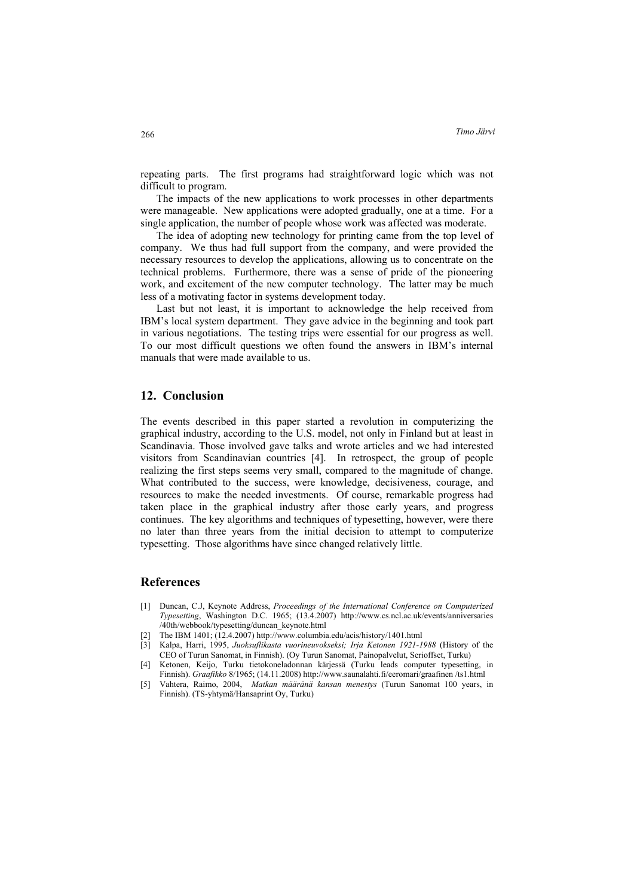repeating parts. The first programs had straightforward logic which was not difficult to program.

The impacts of the new applications to work processes in other departments were manageable. New applications were adopted gradually, one at a time. For a single application, the number of people whose work was affected was moderate.

The idea of adopting new technology for printing came from the top level of company. We thus had full support from the company, and were provided the necessary resources to develop the applications, allowing us to concentrate on the technical problems. Furthermore, there was a sense of pride of the pioneering work, and excitement of the new computer technology. The latter may be much less of a motivating factor in systems development today.

Last but not least, it is important to acknowledge the help received from IBM's local system department. They gave advice in the beginning and took part in various negotiations. The testing trips were essential for our progress as well. To our most difficult questions we often found the answers in IBM's internal manuals that were made available to us.

## 12. Conclusion

The events described in this paper started a revolution in computerizing the graphical industry, according to the U.S. model, not only in Finland but at least in Scandinavia. Those involved gave talks and wrote articles and we had interested visitors from Scandinavian countries [4]. In retrospect, the group of people realizing the first steps seems very small, compared to the magnitude of change. What contributed to the success, were knowledge, decisiveness, courage, and resources to make the needed investments. Of course, remarkable progress had taken place in the graphical industry after those early years, and progress continues. The key algorithms and techniques of typesetting, however, were there no later than three years from the initial decision to attempt to computerize typesetting. Those algorithms have since changed relatively little.

## References

[1] Duncan, C.J, Keynote Address, *Proceedings of the International Conference on Computerized Typesetting*, Washington D.C. 1965; (13.4.2007) http://www.cs.ncl.ac.uk/events/anniversaries/40th/webbook/typesetting/duncan_keynote.html

[2] The IBM 1401; (12.4.2007) http://www.columbia.edu/acis/history/1401.html

[3] Kalpa, Harri, 1995, *Juoksuflikasta vuorineuvokseksi; Irja Ketonen 1921-1988* (History of the CEO of Turun Sanomat, in Finnish). (Oy Turun Sanomat, Painopalvelut, Serioffset, Turku)

[4] Ketonen, Keijo, Turku tietokoneladonnan kärjessä (Turku leads computer typesetting, in Finnish). *Graafikko* 8/1965; (14.11.2008) http://www.saunalahti.fi/eeromari/graafinen /ts1.html

[5] Vahtera, Raimo, 2004, *Matkan määränä kansan menestys* (Turun Sanomat 100 years, in Finnish). (TS-yhtymä/Hansaprint Oy, Turku)